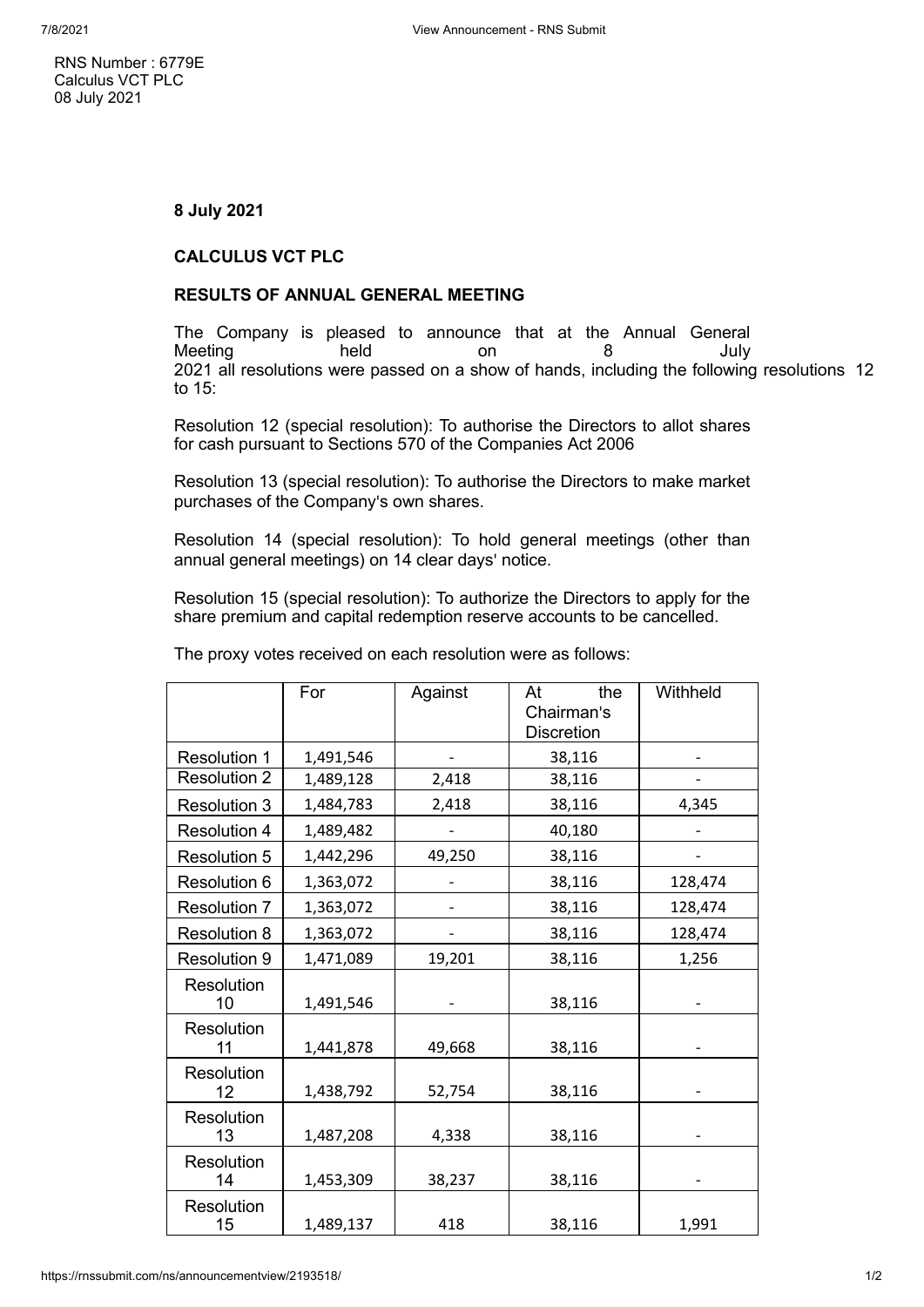RNS Number : 6779E
Calculus VCT PLC
08 July 2021

**8 July 2021**

**CALCULUS VCT PLC**

**RESULTS OF ANNUAL GENERAL MEETING**

The Company is pleased to announce that at the Annual General Meeting held on 8 July 2021 all resolutions were passed on a show of hands, including the following resolutions 12 to 15:

Resolution 12 (special resolution): To authorise the Directors to allot shares for cash pursuant to Sections 570 of the Companies Act 2006

Resolution 13 (special resolution): To authorise the Directors to make market purchases of the Company's own shares.

Resolution 14 (special resolution): To hold general meetings (other than annual general meetings) on 14 clear days' notice.

Resolution 15 (special resolution): To authorize the Directors to apply for the share premium and capital redemption reserve accounts to be cancelled.

The proxy votes received on each resolution were as follows:

| | For | Against | At the Chairman's Discretion | Withheld |
|---|---|---|---|---|
| Resolution 1 | 1,491,546 | - | 38,116 | - |
| Resolution 2 | 1,489,128 | 2,418 | 38,116 | - |
| Resolution 3 | 1,484,783 | 2,418 | 38,116 | 4,345 |
| Resolution 4 | 1,489,482 | - | 40,180 | - |
| Resolution 5 | 1,442,296 | 49,250 | 38,116 | - |
| Resolution 6 | 1,363,072 | - | 38,116 | 128,474 |
| Resolution 7 | 1,363,072 | - | 38,116 | 128,474 |
| Resolution 8 | 1,363,072 | - | 38,116 | 128,474 |
| Resolution 9 | 1,471,089 | 19,201 | 38,116 | 1,256 |
| Resolution 10 | 1,491,546 | - | 38,116 | - |
| Resolution 11 | 1,441,878 | 49,668 | 38,116 | - |
| Resolution 12 | 1,438,792 | 52,754 | 38,116 | - |
| Resolution 13 | 1,487,208 | 4,338 | 38,116 | - |
| Resolution 14 | 1,453,309 | 38,237 | 38,116 | - |
| Resolution 15 | 1,489,137 | 418 | 38,116 | 1,991 |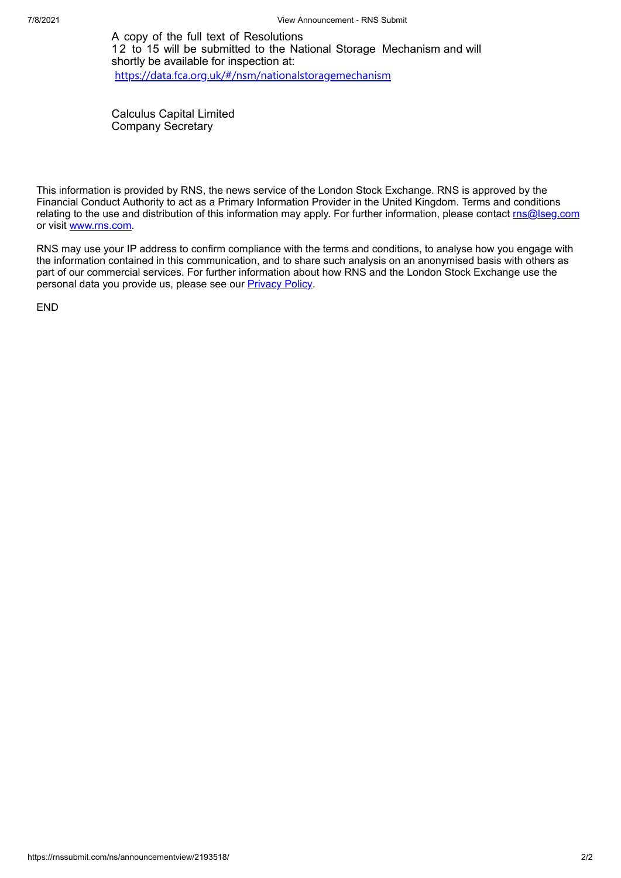A copy of the full text of Resolutions 12 to 15 will be submitted to the National Storage Mechanism and will shortly be available for inspection at: https://data.fca.org.uk/#/nsm/nationalstoragemechanism

Calculus Capital Limited
Company Secretary

This information is provided by RNS, the news service of the London Stock Exchange. RNS is approved by the Financial Conduct Authority to act as a Primary Information Provider in the United Kingdom. Terms and conditions relating to the use and distribution of this information may apply. For further information, please contact rns@lseg.com or visit www.rns.com.

RNS may use your IP address to confirm compliance with the terms and conditions, to analyse how you engage with the information contained in this communication, and to share such analysis on an anonymised basis with others as part of our commercial services. For further information about how RNS and the London Stock Exchange use the personal data you provide us, please see our Privacy Policy.

END